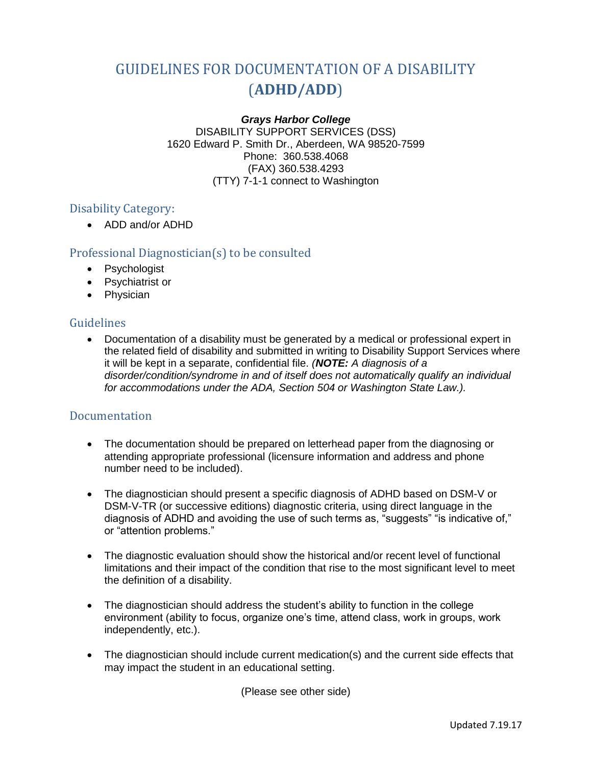# GUIDELINES FOR DOCUMENTATION OF A DISABILITY (ADHD/ADD)

***Grays Harbor College***
DISABILITY SUPPORT SERVICES (DSS)
1620 Edward P. Smith Dr., Aberdeen, WA 98520-7599
Phone: 360.538.4068
(FAX) 360.538.4293
(TTY) 7-1-1 connect to Washington

## Disability Category:

- ADD and/or ADHD

## Professional Diagnostician(s) to be consulted

- Psychologist
- Psychiatrist or
- Physician

## Guidelines

- Documentation of a disability must be generated by a medical or professional expert in the related field of disability and submitted in writing to Disability Support Services where it will be kept in a separate, confidential file. *(**NOTE:** A diagnosis of a disorder/condition/syndrome in and of itself does not automatically qualify an individual for accommodations under the ADA, Section 504 or Washington State Law.).*

## Documentation

- The documentation should be prepared on letterhead paper from the diagnosing or attending appropriate professional (licensure information and address and phone number need to be included).

- The diagnostician should present a specific diagnosis of ADHD based on DSM-V or DSM-V-TR (or successive editions) diagnostic criteria, using direct language in the diagnosis of ADHD and avoiding the use of such terms as, "suggests" "is indicative of," or "attention problems."

- The diagnostic evaluation should show the historical and/or recent level of functional limitations and their impact of the condition that rise to the most significant level to meet the definition of a disability.

- The diagnostician should address the student's ability to function in the college environment (ability to focus, organize one's time, attend class, work in groups, work independently, etc.).

- The diagnostician should include current medication(s) and the current side effects that may impact the student in an educational setting.

(Please see other side)

Updated 7.19.17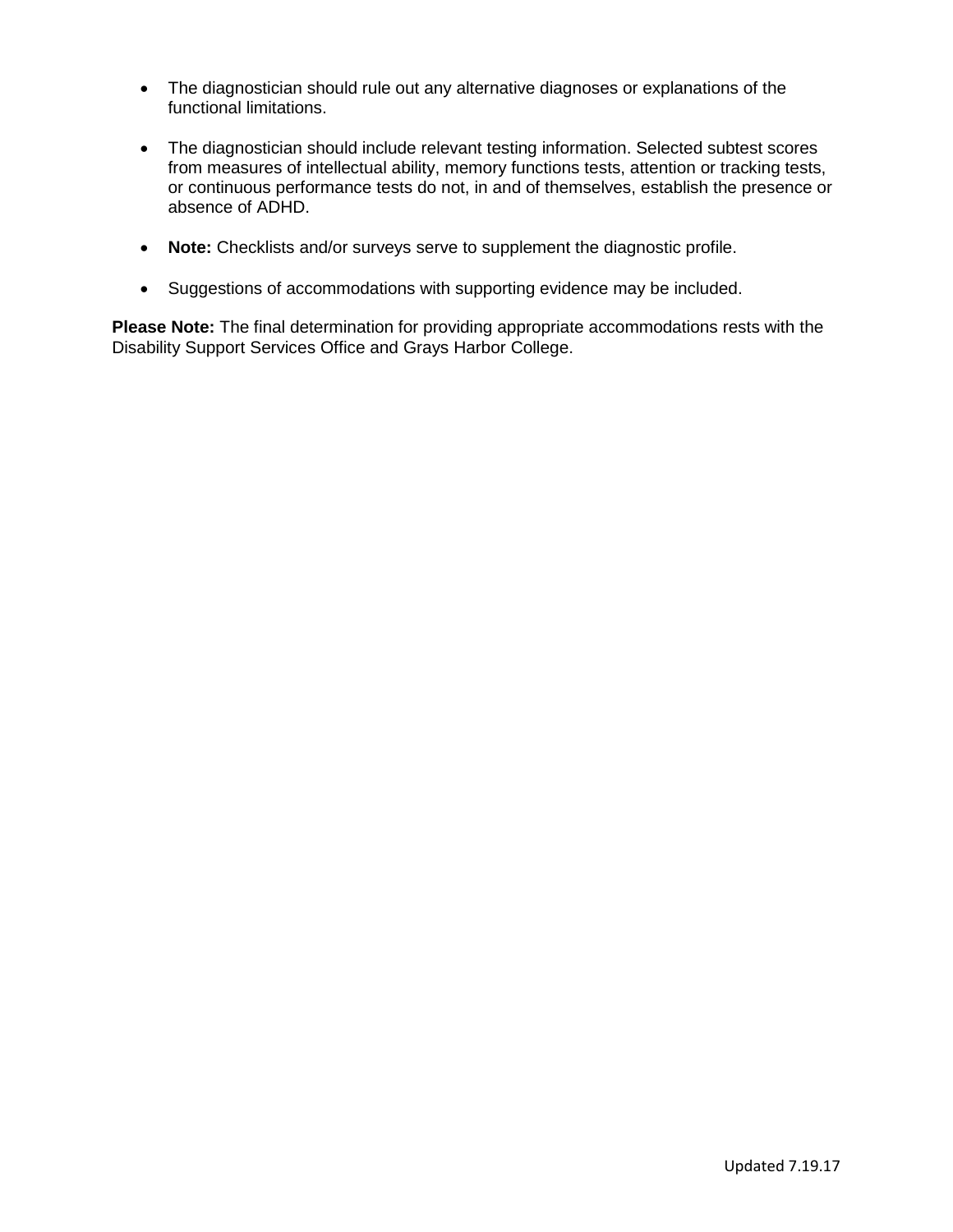- The diagnostician should rule out any alternative diagnoses or explanations of the functional limitations.

- The diagnostician should include relevant testing information. Selected subtest scores from measures of intellectual ability, memory functions tests, attention or tracking tests, or continuous performance tests do not, in and of themselves, establish the presence or absence of ADHD.

- **Note:** Checklists and/or surveys serve to supplement the diagnostic profile.

- Suggestions of accommodations with supporting evidence may be included.

**Please Note:** The final determination for providing appropriate accommodations rests with the Disability Support Services Office and Grays Harbor College.

Updated 7.19.17